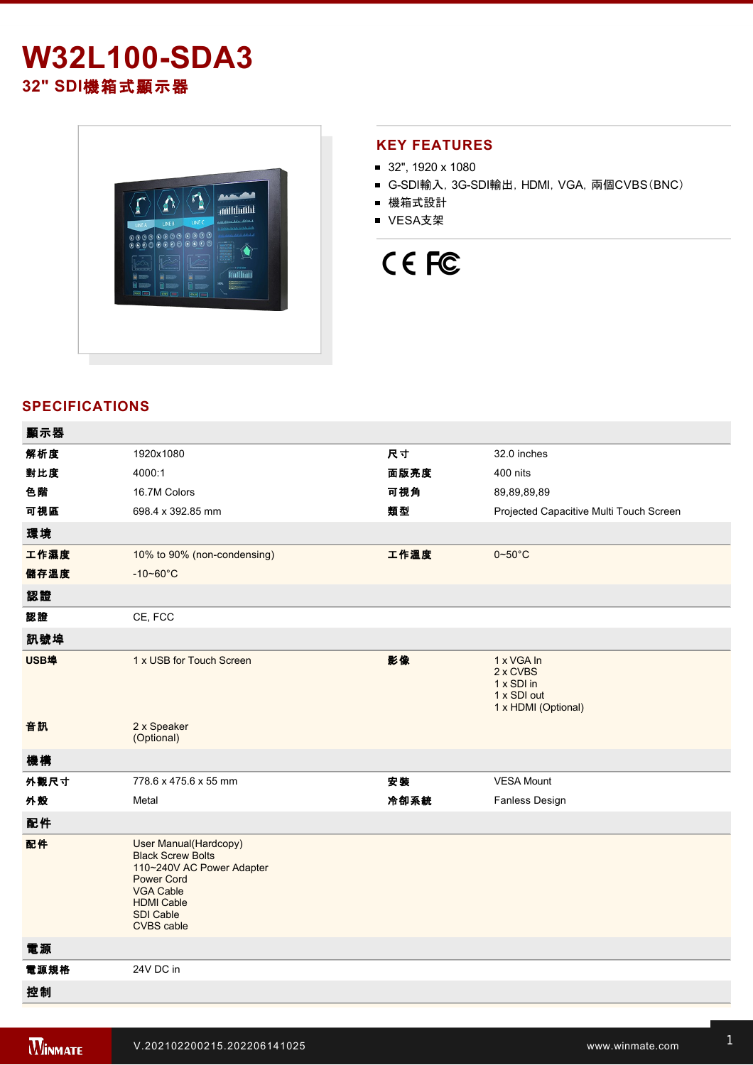# W32L100-SDA3

## 32" SDI機箱式顯示器

## KEY FEATURES

- 32", 1920 x 1080
- G-SDI輸入, 3G-SDI輸出, HDMI, VGA, 兩個CVBS(BNC)
- 機箱式設計
- VESA支架

## SPECIFICATIONS

| 顯示器 | | | |
|---|---|---|---|
| 解析度 | 1920x1080 | 尺寸 | 32.0 inches |
| 對比度 | 4000:1 | 面版亮度 | 400 nits |
| 色階 | 16.7M Colors | 可視角 | 89,89,89,89 |
| 可視區 | 698.4 x 392.85 mm | 類型 | Projected Capacitive Multi Touch Screen |
| **環境** | | | |
| 工作濕度 | 10% to 90% (non-condensing) | 工作溫度 | 0~50°C |
| 儲存溫度 | -10~60°C | | |
| **認證** | | | |
| 認證 | CE, FCC | | |
| **訊號埠** | | | |
| USB埠 | 1 x USB for Touch Screen | 影像 | 1 x VGA In<br>2 x CVBS<br>1 x SDI in<br>1 x SDI out<br>1 x HDMI (Optional) |
| 音訊 | 2 x Speaker<br>(Optional) | | |
| **機構** | | | |
| 外觀尺寸 | 778.6 x 475.6 x 55 mm | 安裝 | VESA Mount |
| 外殼 | Metal | 冷卻系統 | Fanless Design |
| **配件** | | | |
| 配件 | User Manual(Hardcopy)<br>Black Screw Bolts<br>110~240V AC Power Adapter<br>Power Cord<br>VGA Cable<br>HDMI Cable<br>SDI Cable<br>CVBS cable | | |
| **電源** | | | |
| 電源規格 | 24V DC in | | |
| **控制** | | | |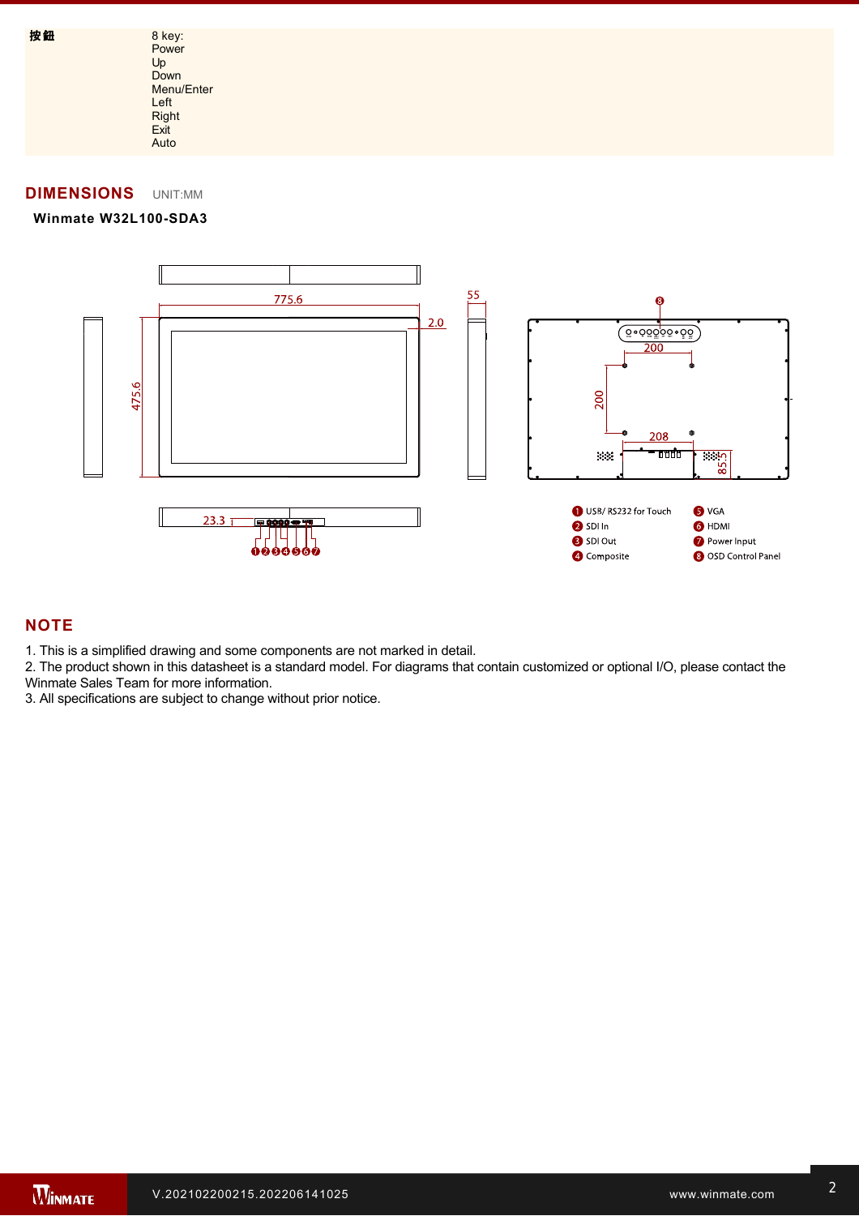| | |
|---|---|
| 按鈕 | 8 key:<br>Power<br>Up<br>Down<br>Menu/Enter<br>Left<br>Right<br>Exit<br>Auto |

## DIMENSIONS UNIT:MM

**Winmate W32L100-SDA3**

775.6
2.0
55
475.6
23.3
200
200
208
85.5

1. USB/ RS232 for Touch
2. SDI In
3. SDI Out
4. Composite
5. VGA
6. HDMI
7. Power Input
8. OSD Control Panel

## NOTE

1. This is a simplified drawing and some components are not marked in detail.
2. The product shown in this datasheet is a standard model. For diagrams that contain customized or optional I/O, please contact the Winmate Sales Team for more information.
3. All specifications are subject to change without prior notice.